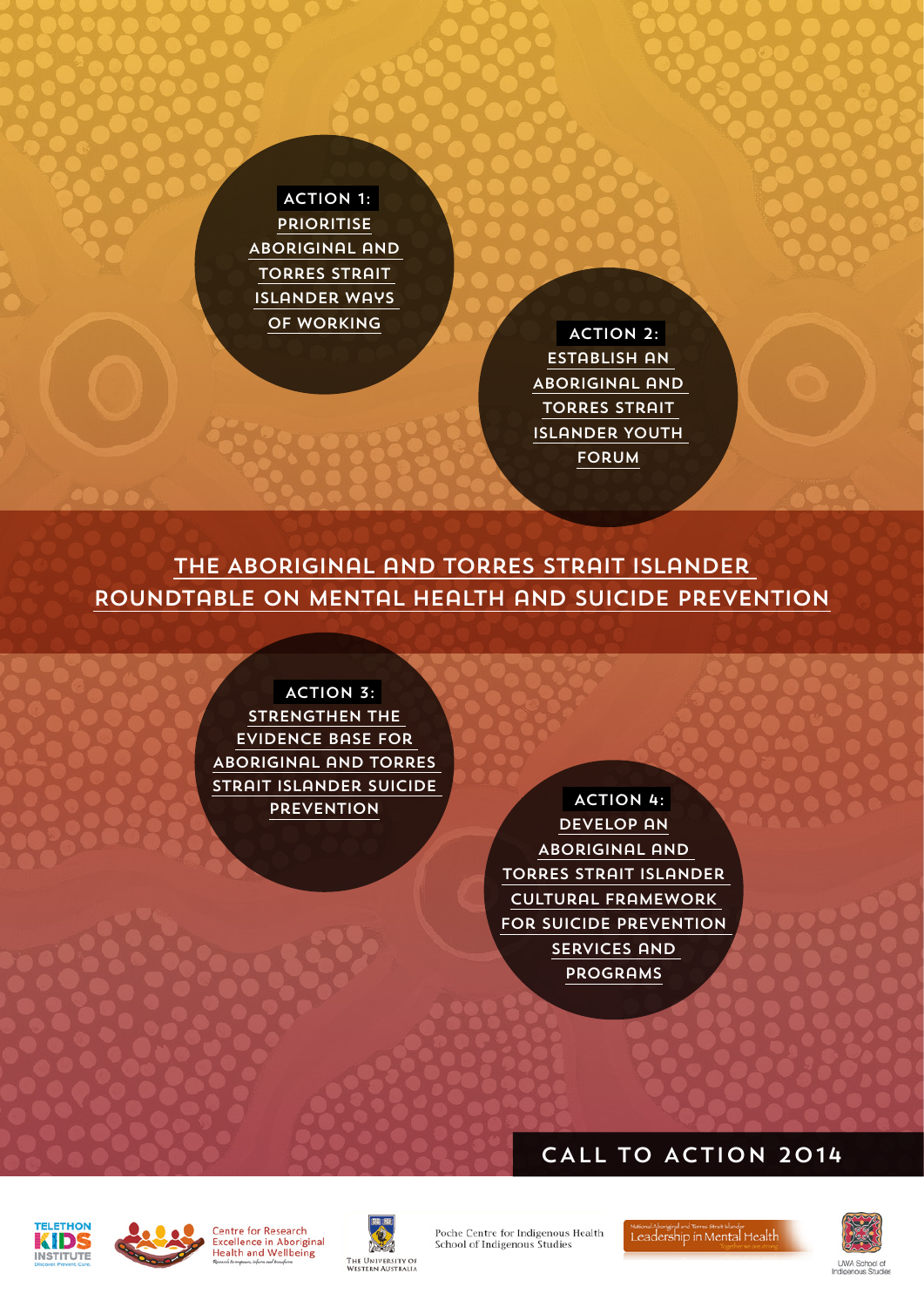# The Aboriginal and Torres Strait Islander Roundtable on Mental Health and Suicide Prevention

## Call to Action 2014

**Action 1:** Prioritise Aboriginal and Torres Strait Islander ways of working

**Action 2:** Establish an Aboriginal and Torres Strait Islander youth forum

**Action 3:** Strengthen the evidence base for Aboriginal and Torres Strait Islander suicide prevention

**Action 4:** Develop an Aboriginal and Torres Strait Islander cultural framework for suicide prevention services and programs

Telethon Kids Institute — Discover. Prevent. Cure.

Centre for Research Excellence in Aboriginal Health and Wellbeing

The University of Western Australia

Poche Centre for Indigenous Health, School of Indigenous Studies

National Aboriginal and Torres Strait Islander Leadership in Mental Health — Together we are strong

UWA School of Indigenous Studies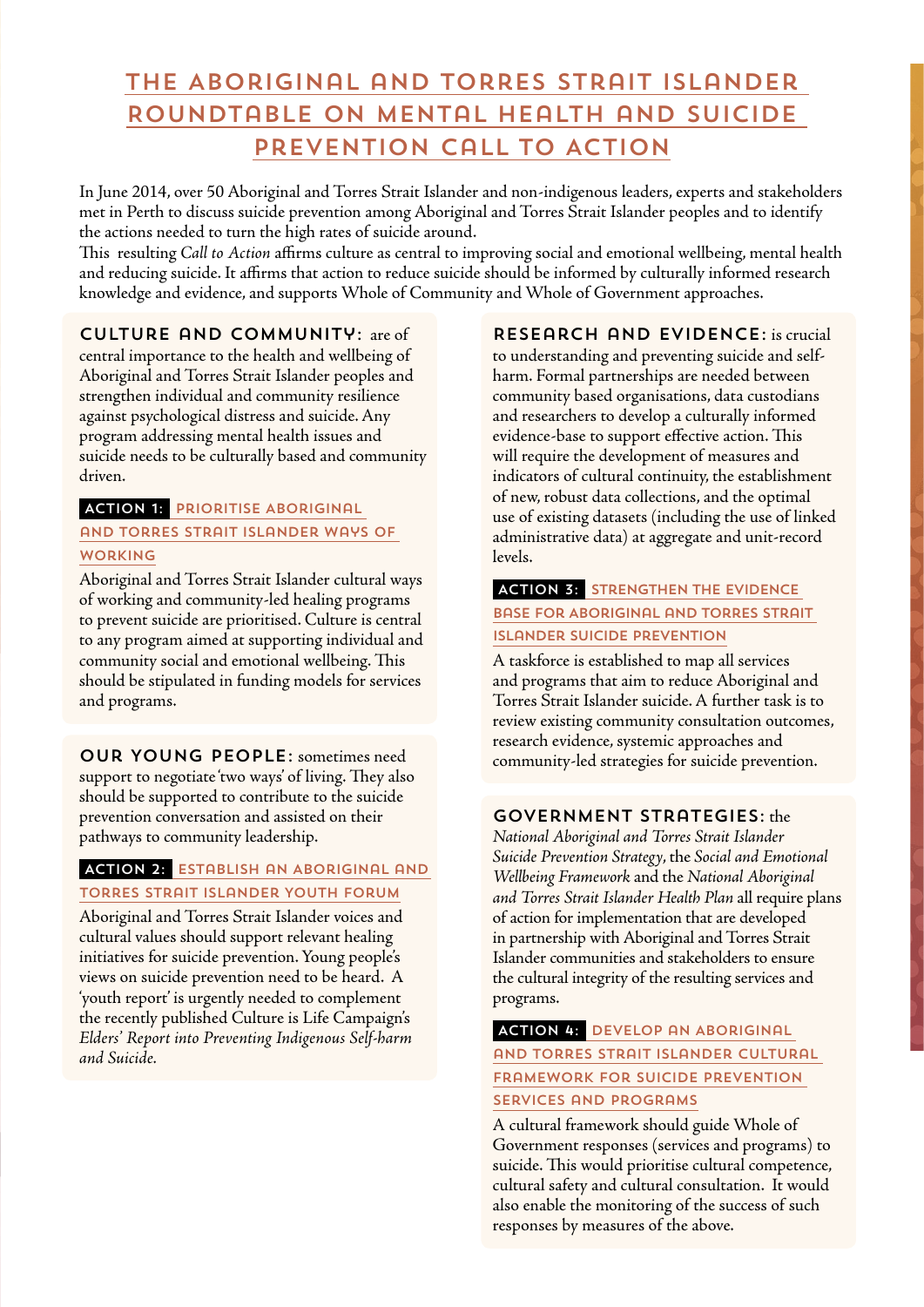# THE ABORIGINAL AND TORRES STRAIT ISLANDER ROUNDTABLE ON MENTAL HEALTH AND SUICIDE PREVENTION CALL TO ACTION

In June 2014, over 50 Aboriginal and Torres Strait Islander and non-indigenous leaders, experts and stakeholders met in Perth to discuss suicide prevention among Aboriginal and Torres Strait Islander peoples and to identify the actions needed to turn the high rates of suicide around.

This resulting *Call to Action* affirms culture as central to improving social and emotional wellbeing, mental health and reducing suicide. It affirms that action to reduce suicide should be informed by culturally informed research knowledge and evidence, and supports Whole of Community and Whole of Government approaches.

**CULTURE AND COMMUNITY:** are of central importance to the health and wellbeing of Aboriginal and Torres Strait Islander peoples and strengthen individual and community resilience against psychological distress and suicide. Any program addressing mental health issues and suicide needs to be culturally based and community driven.

### ACTION 1: PRIORITISE ABORIGINAL AND TORRES STRAIT ISLANDER WAYS OF WORKING

Aboriginal and Torres Strait Islander cultural ways of working and community-led healing programs to prevent suicide are prioritised. Culture is central to any program aimed at supporting individual and community social and emotional wellbeing. This should be stipulated in funding models for services and programs.

**OUR YOUNG PEOPLE:** sometimes need support to negotiate 'two ways' of living. They also should be supported to contribute to the suicide prevention conversation and assisted on their pathways to community leadership.

### ACTION 2: ESTABLISH AN ABORIGINAL AND TORRES STRAIT ISLANDER YOUTH FORUM

Aboriginal and Torres Strait Islander voices and cultural values should support relevant healing initiatives for suicide prevention. Young people's views on suicide prevention need to be heard. A 'youth report' is urgently needed to complement the recently published Culture is Life Campaign's *Elders' Report into Preventing Indigenous Self-harm and Suicide.*

**RESEARCH AND EVIDENCE:** is crucial to understanding and preventing suicide and self-harm. Formal partnerships are needed between community based organisations, data custodians and researchers to develop a culturally informed evidence-base to support effective action. This will require the development of measures and indicators of cultural continuity, the establishment of new, robust data collections, and the optimal use of existing datasets (including the use of linked administrative data) at aggregate and unit-record levels.

### ACTION 3: STRENGTHEN THE EVIDENCE BASE FOR ABORIGINAL AND TORRES STRAIT ISLANDER SUICIDE PREVENTION

A taskforce is established to map all services and programs that aim to reduce Aboriginal and Torres Strait Islander suicide. A further task is to review existing community consultation outcomes, research evidence, systemic approaches and community-led strategies for suicide prevention.

**GOVERNMENT STRATEGIES:** the *National Aboriginal and Torres Strait Islander Suicide Prevention Strategy*, the *Social and Emotional Wellbeing Framework* and the *National Aboriginal and Torres Strait Islander Health Plan* all require plans of action for implementation that are developed in partnership with Aboriginal and Torres Strait Islander communities and stakeholders to ensure the cultural integrity of the resulting services and programs.

### ACTION 4: DEVELOP AN ABORIGINAL AND TORRES STRAIT ISLANDER CULTURAL FRAMEWORK FOR SUICIDE PREVENTION SERVICES AND PROGRAMS

A cultural framework should guide Whole of Government responses (services and programs) to suicide. This would prioritise cultural competence, cultural safety and cultural consultation. It would also enable the monitoring of the success of such responses by measures of the above.